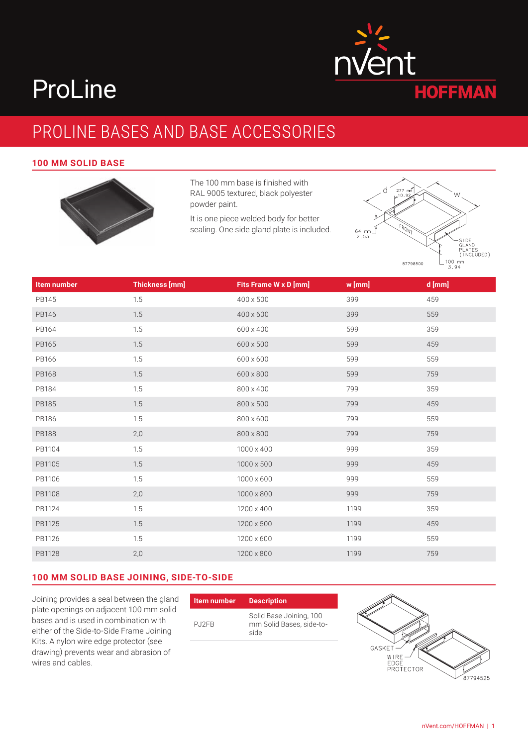# ProLine

## PROLINE BASES AND BASE ACCESSORIES

### 100 MM SOLID BASE

The 100 mm base is finished with RAL 9005 textured, black polyester powder paint.

It is one piece welded body for better sealing. One side gland plate is included.

| Item number | Thickness [mm] | Fits Frame W x D [mm] | w [mm] | d [mm] |
|---|---|---|---|---|
| PB145 | 1.5 | 400 x 500 | 399 | 459 |
| PB146 | 1.5 | 400 x 600 | 399 | 559 |
| PB164 | 1.5 | 600 x 400 | 599 | 359 |
| PB165 | 1.5 | 600 x 500 | 599 | 459 |
| PB166 | 1.5 | 600 x 600 | 599 | 559 |
| PB168 | 1.5 | 600 x 800 | 599 | 759 |
| PB184 | 1.5 | 800 x 400 | 799 | 359 |
| PB185 | 1.5 | 800 x 500 | 799 | 459 |
| PB186 | 1.5 | 800 x 600 | 799 | 559 |
| PB188 | 2,0 | 800 x 800 | 799 | 759 |
| PB1104 | 1.5 | 1000 x 400 | 999 | 359 |
| PB1105 | 1.5 | 1000 x 500 | 999 | 459 |
| PB1106 | 1.5 | 1000 x 600 | 999 | 559 |
| PB1108 | 2,0 | 1000 x 800 | 999 | 759 |
| PB1124 | 1.5 | 1200 x 400 | 1199 | 359 |
| PB1125 | 1.5 | 1200 x 500 | 1199 | 459 |
| PB1126 | 1.5 | 1200 x 600 | 1199 | 559 |
| PB1128 | 2,0 | 1200 x 800 | 1199 | 759 |

### 100 MM SOLID BASE JOINING, SIDE-TO-SIDE

Joining provides a seal between the gland plate openings on adjacent 100 mm solid bases and is used in combination with either of the Side-to-Side Frame Joining Kits. A nylon wire edge protector (see drawing) prevents wear and abrasion of wires and cables.

| Item number | Description |
|---|---|
| PJ2FB | Solid Base Joining, 100 mm Solid Bases, side-to-side |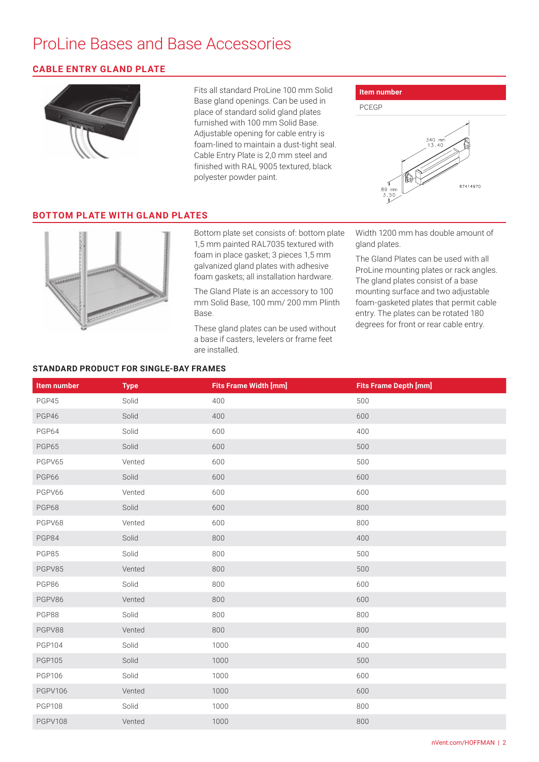# ProLine Bases and Base Accessories

## CABLE ENTRY GLAND PLATE

Fits all standard ProLine 100 mm Solid Base gland openings. Can be used in place of standard solid gland plates furnished with 100 mm Solid Base. Adjustable opening for cable entry is foam-lined to maintain a dust-tight seal. Cable Entry Plate is 2,0 mm steel and finished with RAL 9005 textured, black polyester powder paint.

| Item number |
| --- |
| PCEGP |

## BOTTOM PLATE WITH GLAND PLATES

Bottom plate set consists of: bottom plate 1,5 mm painted RAL7035 textured with foam in place gasket; 3 pieces 1,5 mm galvanized gland plates with adhesive foam gaskets; all installation hardware.

The Gland Plate is an accessory to 100 mm Solid Base, 100 mm/ 200 mm Plinth Base.

These gland plates can be used without a base if casters, levelers or frame feet are installed.

Width 1200 mm has double amount of gland plates.

The Gland Plates can be used with all ProLine mounting plates or rack angles. The gland plates consist of a base mounting surface and two adjustable foam-gasketed plates that permit cable entry. The plates can be rotated 180 degrees for front or rear cable entry.

### STANDARD PRODUCT FOR SINGLE-BAY FRAMES

| Item number | Type | Fits Frame Width [mm] | Fits Frame Depth [mm] |
| --- | --- | --- | --- |
| PGP45 | Solid | 400 | 500 |
| PGP46 | Solid | 400 | 600 |
| PGP64 | Solid | 600 | 400 |
| PGP65 | Solid | 600 | 500 |
| PGPV65 | Vented | 600 | 500 |
| PGP66 | Solid | 600 | 600 |
| PGPV66 | Vented | 600 | 600 |
| PGP68 | Solid | 600 | 800 |
| PGPV68 | Vented | 600 | 800 |
| PGP84 | Solid | 800 | 400 |
| PGP85 | Solid | 800 | 500 |
| PGPV85 | Vented | 800 | 500 |
| PGP86 | Solid | 800 | 600 |
| PGPV86 | Vented | 800 | 600 |
| PGP88 | Solid | 800 | 800 |
| PGPV88 | Vented | 800 | 800 |
| PGP104 | Solid | 1000 | 400 |
| PGP105 | Solid | 1000 | 500 |
| PGP106 | Solid | 1000 | 600 |
| PGPV106 | Vented | 1000 | 600 |
| PGP108 | Solid | 1000 | 800 |
| PGPV108 | Vented | 1000 | 800 |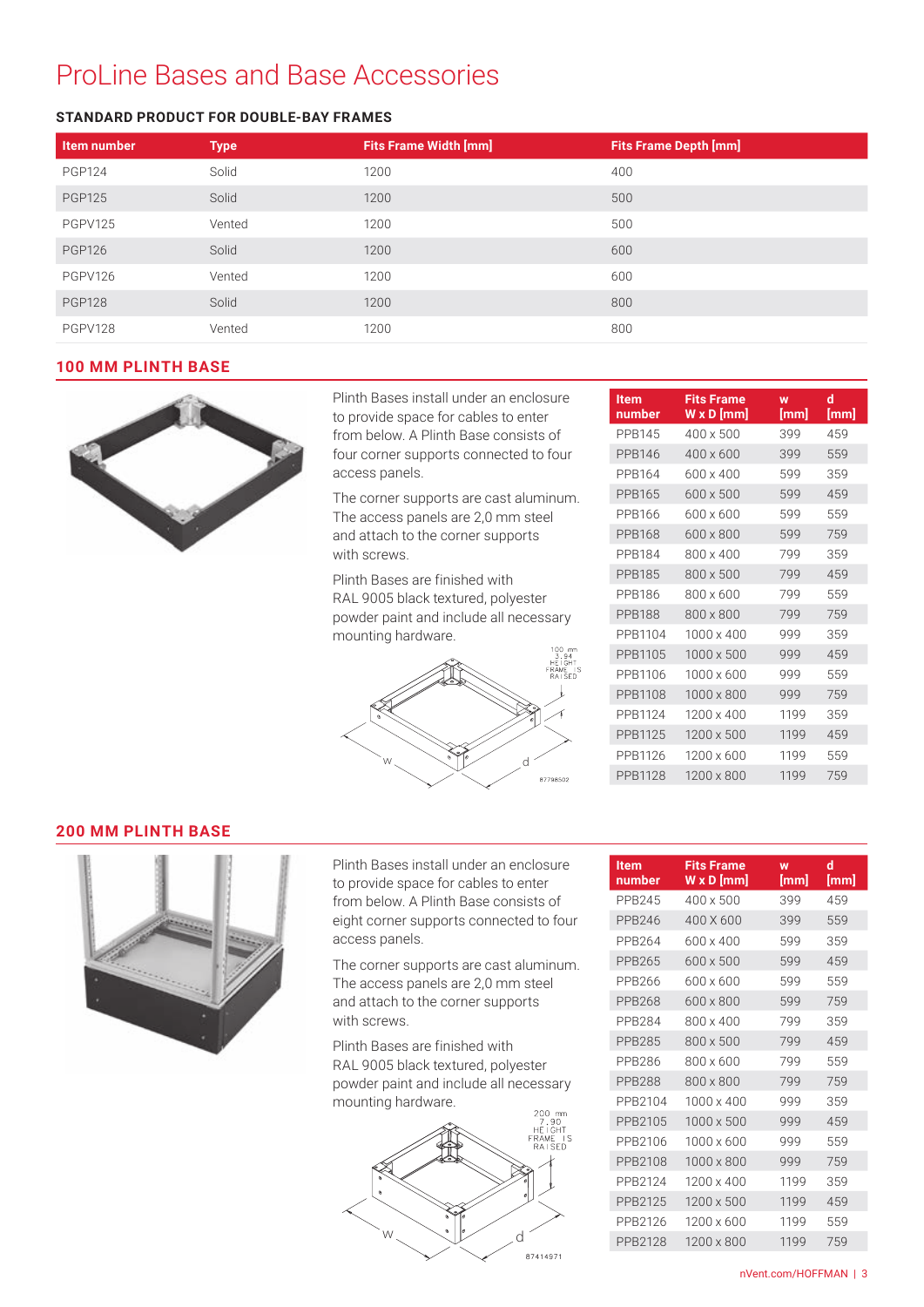# ProLine Bases and Base Accessories

### STANDARD PRODUCT FOR DOUBLE-BAY FRAMES

| Item number | Type | Fits Frame Width [mm] | Fits Frame Depth [mm] |
|---|---|---|---|
| PGP124 | Solid | 1200 | 400 |
| PGP125 | Solid | 1200 | 500 |
| PGPV125 | Vented | 1200 | 500 |
| PGP126 | Solid | 1200 | 600 |
| PGPV126 | Vented | 1200 | 600 |
| PGP128 | Solid | 1200 | 800 |
| PGPV128 | Vented | 1200 | 800 |

## 100 MM PLINTH BASE

Plinth Bases install under an enclosure to provide space for cables to enter from below. A Plinth Base consists of four corner supports connected to four access panels.

The corner supports are cast aluminum. The access panels are 2,0 mm steel and attach to the corner supports with screws.

Plinth Bases are finished with RAL 9005 black textured, polyester powder paint and include all necessary mounting hardware.

100 mm 3.94 HEIGHT FRAME IS RAISED

W d

87798502

| Item number | Fits Frame W x D [mm] | w [mm] | d [mm] |
|---|---|---|---|
| PPB145 | 400 x 500 | 399 | 459 |
| PPB146 | 400 x 600 | 399 | 559 |
| PPB164 | 600 x 400 | 599 | 359 |
| PPB165 | 600 x 500 | 599 | 459 |
| PPB166 | 600 x 600 | 599 | 559 |
| PPB168 | 600 x 800 | 599 | 759 |
| PPB184 | 800 x 400 | 799 | 359 |
| PPB185 | 800 x 500 | 799 | 459 |
| PPB186 | 800 x 600 | 799 | 559 |
| PPB188 | 800 x 800 | 799 | 759 |
| PPB1104 | 1000 x 400 | 999 | 359 |
| PPB1105 | 1000 x 500 | 999 | 459 |
| PPB1106 | 1000 x 600 | 999 | 559 |
| PPB1108 | 1000 x 800 | 999 | 759 |
| PPB1124 | 1200 x 400 | 1199 | 359 |
| PPB1125 | 1200 x 500 | 1199 | 459 |
| PPB1126 | 1200 x 600 | 1199 | 559 |
| PPB1128 | 1200 x 800 | 1199 | 759 |

## 200 MM PLINTH BASE

Plinth Bases install under an enclosure to provide space for cables to enter from below. A Plinth Base consists of eight corner supports connected to four access panels.

The corner supports are cast aluminum. The access panels are 2,0 mm steel and attach to the corner supports with screws.

Plinth Bases are finished with RAL 9005 black textured, polyester powder paint and include all necessary mounting hardware.

200 mm 7.90 HEIGHT FRAME IS RAISED

W d

87414971

| Item number | Fits Frame W x D [mm] | w [mm] | d [mm] |
|---|---|---|---|
| PPB245 | 400 x 500 | 399 | 459 |
| PPB246 | 400 X 600 | 399 | 559 |
| PPB264 | 600 x 400 | 599 | 359 |
| PPB265 | 600 x 500 | 599 | 459 |
| PPB266 | 600 x 600 | 599 | 559 |
| PPB268 | 600 x 800 | 599 | 759 |
| PPB284 | 800 x 400 | 799 | 359 |
| PPB285 | 800 x 500 | 799 | 459 |
| PPB286 | 800 x 600 | 799 | 559 |
| PPB288 | 800 x 800 | 799 | 759 |
| PPB2104 | 1000 x 400 | 999 | 359 |
| PPB2105 | 1000 x 500 | 999 | 459 |
| PPB2106 | 1000 x 600 | 999 | 559 |
| PPB2108 | 1000 x 800 | 999 | 759 |
| PPB2124 | 1200 x 400 | 1199 | 359 |
| PPB2125 | 1200 x 500 | 1199 | 459 |
| PPB2126 | 1200 x 600 | 1199 | 559 |
| PPB2128 | 1200 x 800 | 1199 | 759 |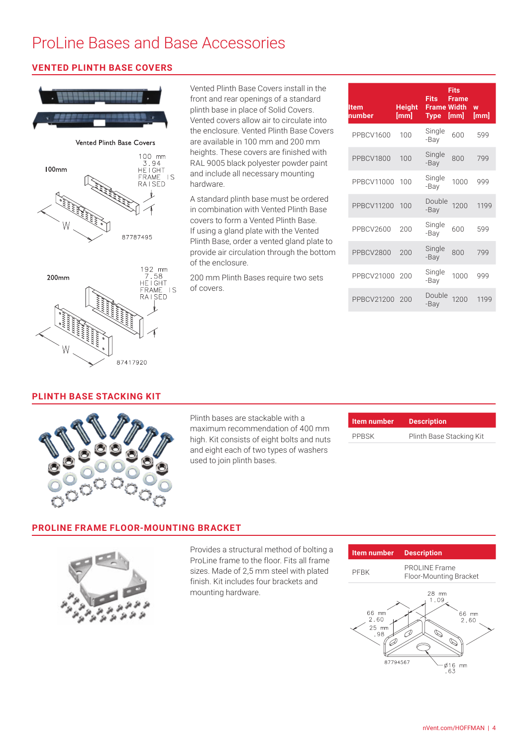# ProLine Bases and Base Accessories

## VENTED PLINTH BASE COVERS

Vented Plinth Base Covers

Vented Plinth Base Covers install in the front and rear openings of a standard plinth base in place of Solid Covers. Vented covers allow air to circulate into the enclosure. Vented Plinth Base Covers are available in 100 mm and 200 mm heights. These covers are finished with RAL 9005 black polyester powder paint and include all necessary mounting hardware.

A standard plinth base must be ordered in combination with Vented Plinth Base covers to form a Vented Plinth Base. If using a gland plate with the Vented Plinth Base, order a vented gland plate to provide air circulation through the bottom of the enclosure.

200 mm Plinth Bases require two sets of covers.

| Item number | Height [mm] | Fits Frame Type | Fits Frame Width [mm] | w [mm] |
|---|---|---|---|---|
| PPBCV1600 | 100 | Single-Bay | 600 | 599 |
| PPBCV1800 | 100 | Single-Bay | 800 | 799 |
| PPBCV11000 | 100 | Single-Bay | 1000 | 999 |
| PPBCV11200 | 100 | Double-Bay | 1200 | 1199 |
| PPBCV2600 | 200 | Single-Bay | 600 | 599 |
| PPBCV2800 | 200 | Single-Bay | 800 | 799 |
| PPBCV21000 | 200 | Single-Bay | 1000 | 999 |
| PPBCV21200 | 200 | Double-Bay | 1200 | 1199 |

## PLINTH BASE STACKING KIT

Plinth bases are stackable with a maximum recommendation of 400 mm high. Kit consists of eight bolts and nuts and eight each of two types of washers used to join plinth bases.

| Item number | Description |
|---|---|
| PPBSK | Plinth Base Stacking Kit |

## PROLINE FRAME FLOOR-MOUNTING BRACKET

Provides a structural method of bolting a ProLine frame to the floor. Fits all frame sizes. Made of 2,5 mm steel with plated finish. Kit includes four brackets and mounting hardware.

| Item number | Description |
|---|---|
| PFBK | PROLINE Frame Floor-Mounting Bracket |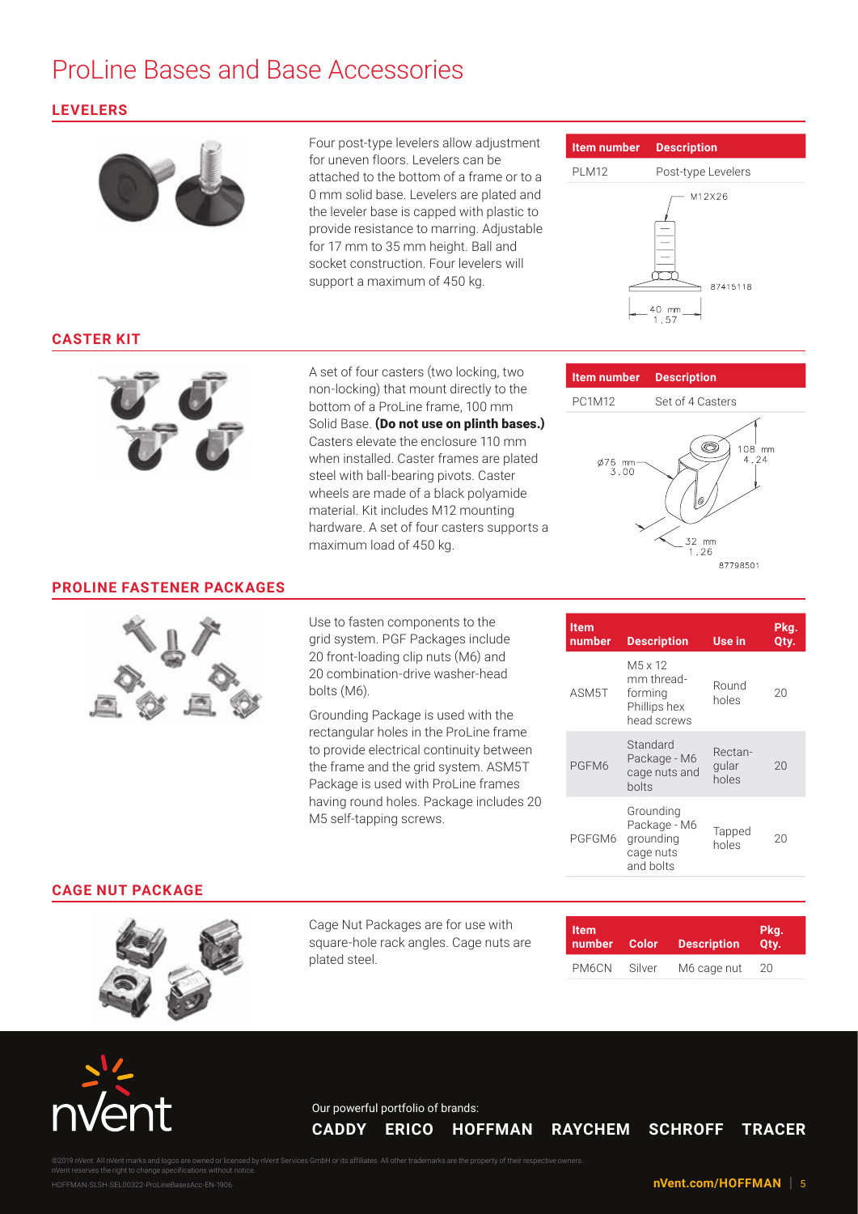# ProLine Bases and Base Accessories

## LEVELERS

Four post-type levelers allow adjustment for uneven floors. Levelers can be attached to the bottom of a frame or to a 0 mm solid base. Levelers are plated and the leveler base is capped with plastic to provide resistance to marring. Adjustable for 17 mm to 35 mm height. Ball and socket construction. Four levelers will support a maximum of 450 kg.

| Item number | Description |
|---|---|
| PLM12 | Post-type Levelers |

M12X26

87415118

40 mm
1.57

## CASTER KIT

A set of four casters (two locking, two non-locking) that mount directly to the bottom of a ProLine frame, 100 mm Solid Base. **(Do not use on plinth bases.)** Casters elevate the enclosure 110 mm when installed. Caster frames are plated steel with ball-bearing pivots. Caster wheels are made of a black polyamide material. Kit includes M12 mounting hardware. A set of four casters supports a maximum load of 450 kg.

| Item number | Description |
|---|---|
| PC1M12 | Set of 4 Casters |

Ø76 mm
3.00

108 mm
4.24

32 mm
1.26

87798501

## PROLINE FASTENER PACKAGES

Use to fasten components to the grid system. PGF Packages include 20 front-loading clip nuts (M6) and 20 combination-drive washer-head bolts (M6).

Grounding Package is used with the rectangular holes in the ProLine frame to provide electrical continuity between the frame and the grid system. ASM5T Package is used with ProLine frames having round holes. Package includes 20 M5 self-tapping screws.

| Item number | Description | Use in | Pkg. Qty. |
|---|---|---|---|
| ASM5T | M5 x 12 mm thread-forming Phillips hex head screws | Round holes | 20 |
| PGFM6 | Standard Package - M6 cage nuts and bolts | Rectangular holes | 20 |
| PGFGM6 | Grounding Package - M6 grounding cage nuts and bolts | Tapped holes | 20 |

## CAGE NUT PACKAGE

Cage Nut Packages are for use with square-hole rack angles. Cage nuts are plated steel.

| Item number | Color | Description | Pkg. Qty. |
|---|---|---|---|
| PM6CN | Silver | M6 cage nut | 20 |

Our powerful portfolio of brands:

**CADDY ERICO HOFFMAN RAYCHEM SCHROFF TRACER**

©2019 nVent. All nVent marks and logos are owned or licensed by nVent Services GmbH or its affiliates. All other trademarks are the property of their respective owners. nVent reserves the right to change specifications without notice.

HOFFMAN-SLSH-SEL00322-ProLineBasesAcc-EN-1906

**nVent.com/HOFFMAN**